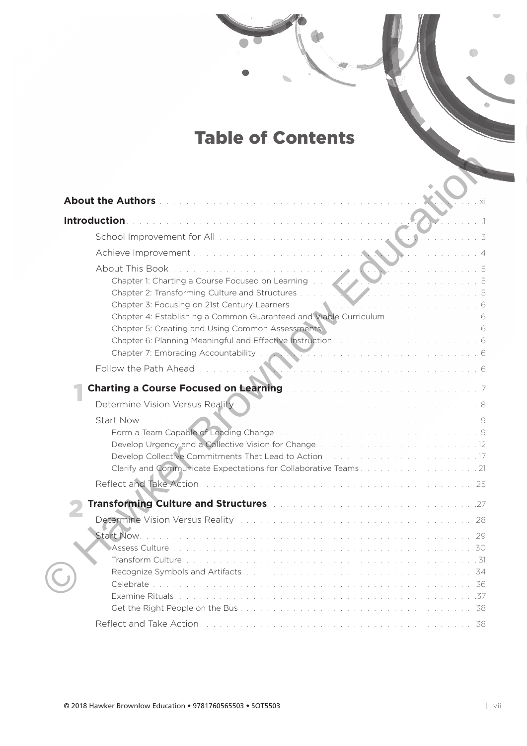# Table of Contents

**About the Authors** . . . xi

**Introduction** . . . 1

- School Improvement for All . . . 3
- Achieve Improvement . . . 4
- About This Book . . . 5
  - Chapter 1: Charting a Course Focused on Learning . . . 5
  - Chapter 2: Transforming Culture and Structures . . . 5
  - Chapter 3: Focusing on 21st Century Learners . . . 6
  - Chapter 4: Establishing a Common Guaranteed and Viable Curriculum . . . 6
  - Chapter 5: Creating and Using Common Assessments . . . 6
  - Chapter 6: Planning Meaningful and Effective Instruction . . . 6
  - Chapter 7: Embracing Accountability . . . 6
- Follow the Path Ahead . . . 6

**1 Charting a Course Focused on Learning** . . . 7

- Determine Vision Versus Reality . . . 8
- Start Now . . . 9
  - Form a Team Capable of Leading Change . . . 9
  - Develop Urgency and a Collective Vision for Change . . . 12
  - Develop Collective Commitments That Lead to Action . . . 17
  - Clarify and Communicate Expectations for Collaborative Teams . . . 21
- Reflect and Take Action . . . 25

**2 Transforming Culture and Structures** . . . 27

- Determine Vision Versus Reality . . . 28
- Start Now . . . 29
  - Assess Culture . . . 30
  - Transform Culture . . . 31
  - Recognize Symbols and Artifacts . . . 34
  - Celebrate . . . 36
  - Examine Rituals . . . 37
  - Get the Right People on the Bus . . . 38
- Reflect and Take Action . . . 38

© 2018 Hawker Brownlow Education • 9781760565503 • SOT5503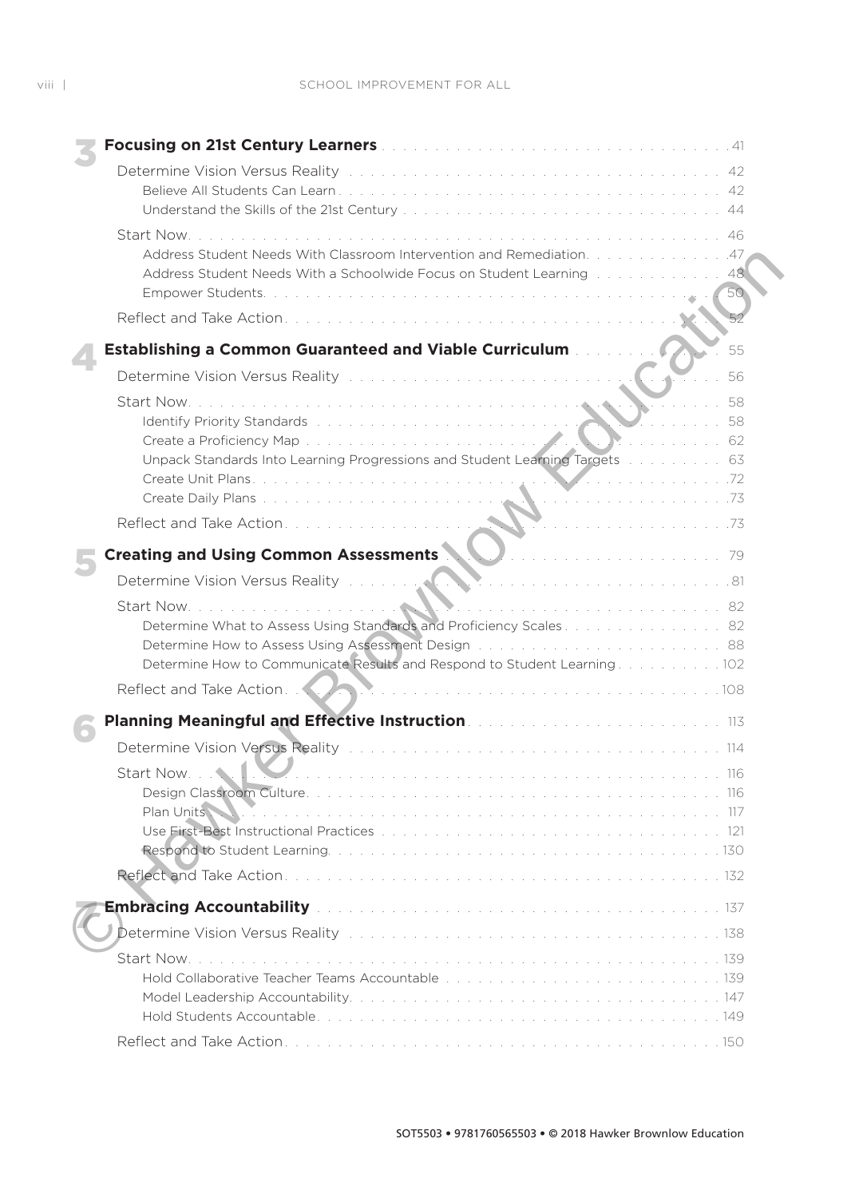**3 Focusing on 21st Century Learners** . . . . . 41

Determine Vision Versus Reality . . . . . 42

Believe All Students Can Learn . . . . . 42

Understand the Skills of the 21st Century . . . . . 44

Start Now . . . . . 46

Address Student Needs With Classroom Intervention and Remediation . . . . . 47

Address Student Needs With a Schoolwide Focus on Student Learning . . . . . 48

Empower Students . . . . . 50

Reflect and Take Action . . . . . 52

**4 Establishing a Common Guaranteed and Viable Curriculum** . . . . . 55

Determine Vision Versus Reality . . . . . 56

Start Now . . . . . 58

Identify Priority Standards . . . . . 58

Create a Proficiency Map . . . . . 62

Unpack Standards Into Learning Progressions and Student Learning Targets . . . . . 63

Create Unit Plans . . . . . 72

Create Daily Plans . . . . . 73

Reflect and Take Action . . . . . 73

**5 Creating and Using Common Assessments** . . . . . 79

Determine Vision Versus Reality . . . . . 81

Start Now . . . . . 82

Determine What to Assess Using Standards and Proficiency Scales . . . . . 82

Determine How to Assess Using Assessment Design . . . . . 88

Determine How to Communicate Results and Respond to Student Learning . . . . . 102

Reflect and Take Action . . . . . 108

**6 Planning Meaningful and Effective Instruction** . . . . . 113

Determine Vision Versus Reality . . . . . 114

Start Now . . . . . 116

Design Classroom Culture . . . . . 116

Plan Units . . . . . 117

Use First-Best Instructional Practices . . . . . 121

Respond to Student Learning . . . . . 130

Reflect and Take Action . . . . . 132

**7 Embracing Accountability** . . . . . 137

Determine Vision Versus Reality . . . . . 138

Start Now . . . . . 139

Hold Collaborative Teacher Teams Accountable . . . . . 139

Model Leadership Accountability . . . . . 147

Hold Students Accountable . . . . . 149

Reflect and Take Action . . . . . 150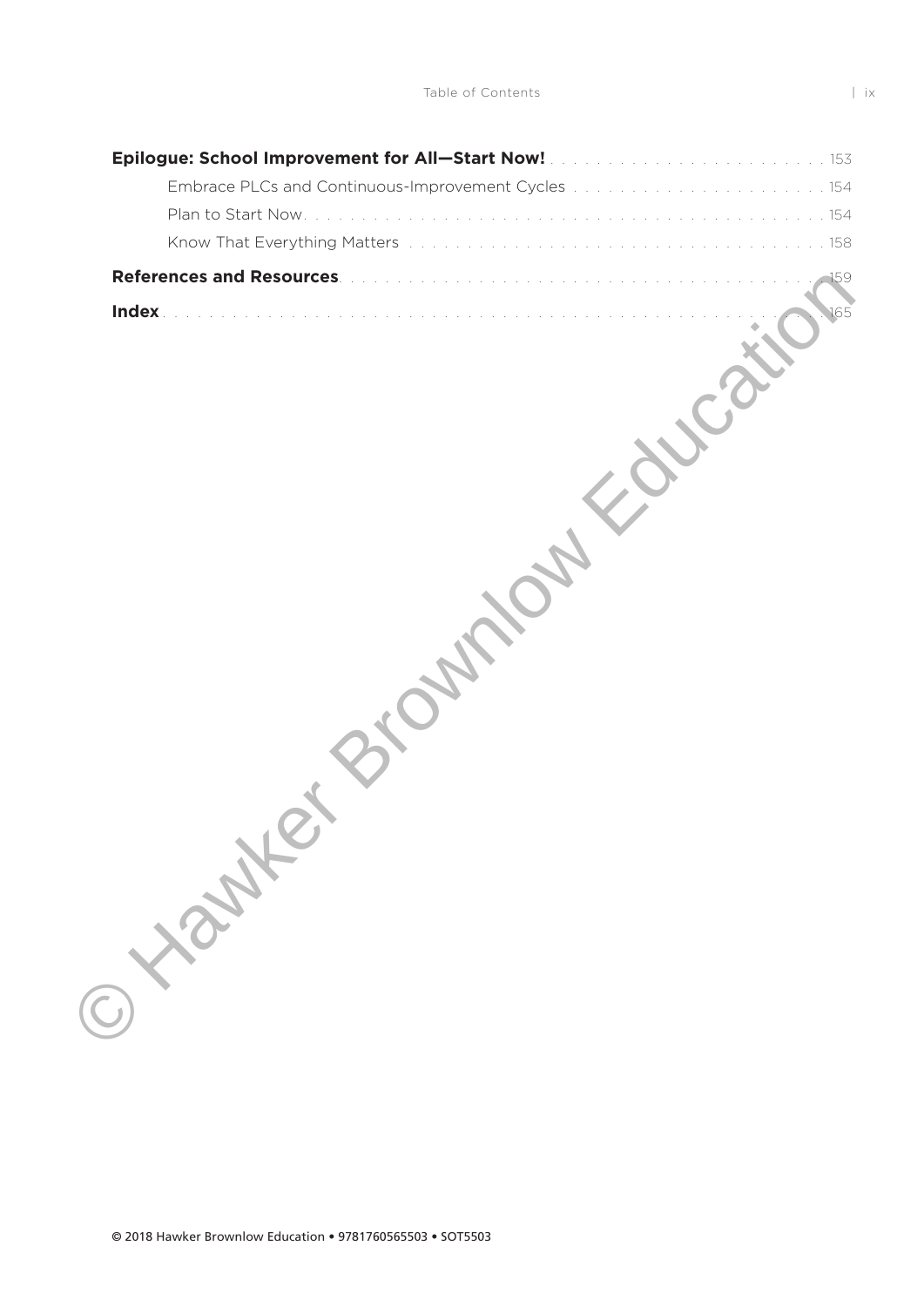**Epilogue: School Improvement for All—Start Now!** . . . . . 153

- Embrace PLCs and Continuous-Improvement Cycles . . . . . 154
- Plan to Start Now . . . . . 154
- Know That Everything Matters . . . . . 158

**References and Resources** . . . . . 159

**Index** . . . . . 165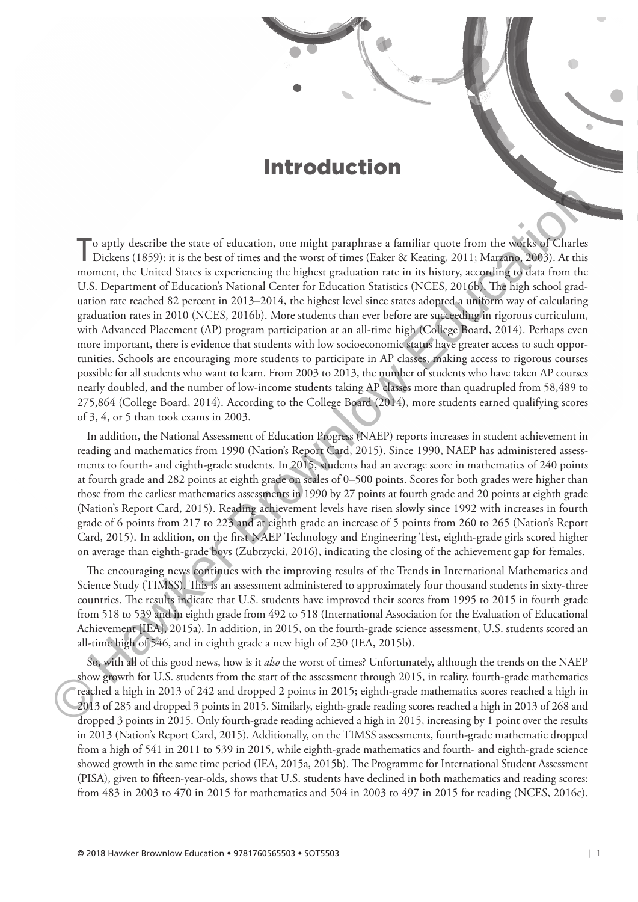# Introduction

To aptly describe the state of education, one might paraphrase a familiar quote from the works of Charles Dickens (1859): it is the best of times and the worst of times (Eaker & Keating, 2011; Marzano, 2003). At this moment, the United States is experiencing the highest graduation rate in its history, according to data from the U.S. Department of Education's National Center for Education Statistics (NCES, 2016b). The high school graduation rate reached 82 percent in 2013–2014, the highest level since states adopted a uniform way of calculating graduation rates in 2010 (NCES, 2016b). More students than ever before are succeeding in rigorous curriculum, with Advanced Placement (AP) program participation at an all-time high (College Board, 2014). Perhaps even more important, there is evidence that students with low socioeconomic status have greater access to such opportunities. Schools are encouraging more students to participate in AP classes, making access to rigorous courses possible for all students who want to learn. From 2003 to 2013, the number of students who have taken AP courses nearly doubled, and the number of low-income students taking AP classes more than quadrupled from 58,489 to 275,864 (College Board, 2014). According to the College Board (2014), more students earned qualifying scores of 3, 4, or 5 than took exams in 2003.

In addition, the National Assessment of Education Progress (NAEP) reports increases in student achievement in reading and mathematics from 1990 (Nation's Report Card, 2015). Since 1990, NAEP has administered assessments to fourth- and eighth-grade students. In 2015, students had an average score in mathematics of 240 points at fourth grade and 282 points at eighth grade on scales of 0–500 points. Scores for both grades were higher than those from the earliest mathematics assessments in 1990 by 27 points at fourth grade and 20 points at eighth grade (Nation's Report Card, 2015). Reading achievement levels have risen slowly since 1992 with increases in fourth grade of 6 points from 217 to 223 and at eighth grade an increase of 5 points from 260 to 265 (Nation's Report Card, 2015). In addition, on the first NAEP Technology and Engineering Test, eighth-grade girls scored higher on average than eighth-grade boys (Zubrzycki, 2016), indicating the closing of the achievement gap for females.

The encouraging news continues with the improving results of the Trends in International Mathematics and Science Study (TIMSS). This is an assessment administered to approximately four thousand students in sixty-three countries. The results indicate that U.S. students have improved their scores from 1995 to 2015 in fourth grade from 518 to 539 and in eighth grade from 492 to 518 (International Association for the Evaluation of Educational Achievement [IEA], 2015a). In addition, in 2015, on the fourth-grade science assessment, U.S. students scored an all-time high of 546, and in eighth grade a new high of 230 (IEA, 2015b).

So, with all of this good news, how is it *also* the worst of times? Unfortunately, although the trends on the NAEP show growth for U.S. students from the start of the assessment through 2015, in reality, fourth-grade mathematics reached a high in 2013 of 242 and dropped 2 points in 2015; eighth-grade mathematics scores reached a high in 2013 of 285 and dropped 3 points in 2015. Similarly, eighth-grade reading scores reached a high in 2013 of 268 and dropped 3 points in 2015. Only fourth-grade reading achieved a high in 2015, increasing by 1 point over the results in 2013 (Nation's Report Card, 2015). Additionally, on the TIMSS assessments, fourth-grade mathematic dropped from a high of 541 in 2011 to 539 in 2015, while eighth-grade mathematics and fourth- and eighth-grade science showed growth in the same time period (IEA, 2015a, 2015b). The Programme for International Student Assessment (PISA), given to fifteen-year-olds, shows that U.S. students have declined in both mathematics and reading scores: from 483 in 2003 to 470 in 2015 for mathematics and 504 in 2003 to 497 in 2015 for reading (NCES, 2016c).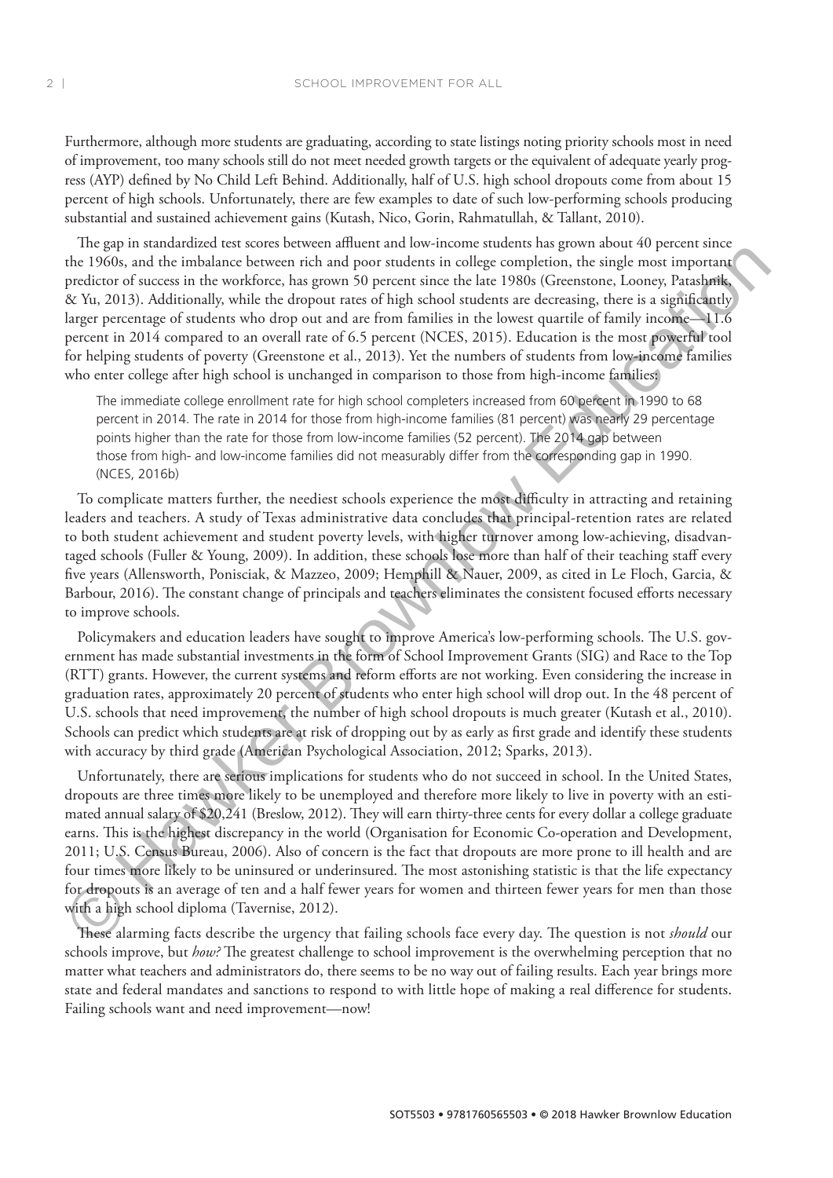Furthermore, although more students are graduating, according to state listings noting priority schools most in need of improvement, too many schools still do not meet needed growth targets or the equivalent of adequate yearly progress (AYP) defined by No Child Left Behind. Additionally, half of U.S. high school dropouts come from about 15 percent of high schools. Unfortunately, there are few examples to date of such low-performing schools producing substantial and sustained achievement gains (Kutash, Nico, Gorin, Rahmatullah, & Tallant, 2010).

The gap in standardized test scores between affluent and low-income students has grown about 40 percent since the 1960s, and the imbalance between rich and poor students in college completion, the single most important predictor of success in the workforce, has grown 50 percent since the late 1980s (Greenstone, Looney, Patashnik, & Yu, 2013). Additionally, while the dropout rates of high school students are decreasing, there is a significantly larger percentage of students who drop out and are from families in the lowest quartile of family income—11.6 percent in 2014 compared to an overall rate of 6.5 percent (NCES, 2015). Education is the most powerful tool for helping students of poverty (Greenstone et al., 2013). Yet the numbers of students from low-income families who enter college after high school is unchanged in comparison to those from high-income families:

> The immediate college enrollment rate for high school completers increased from 60 percent in 1990 to 68 percent in 2014. The rate in 2014 for those from high-income families (81 percent) was nearly 29 percentage points higher than the rate for those from low-income families (52 percent). The 2014 gap between those from high- and low-income families did not measurably differ from the corresponding gap in 1990. (NCES, 2016b)

To complicate matters further, the neediest schools experience the most difficulty in attracting and retaining leaders and teachers. A study of Texas administrative data concludes that principal-retention rates are related to both student achievement and student poverty levels, with higher turnover among low-achieving, disadvantaged schools (Fuller & Young, 2009). In addition, these schools lose more than half of their teaching staff every five years (Allensworth, Ponisciak, & Mazzeo, 2009; Hemphill & Nauer, 2009, as cited in Le Floch, Garcia, & Barbour, 2016). The constant change of principals and teachers eliminates the consistent focused efforts necessary to improve schools.

Policymakers and education leaders have sought to improve America's low-performing schools. The U.S. government has made substantial investments in the form of School Improvement Grants (SIG) and Race to the Top (RTT) grants. However, the current systems and reform efforts are not working. Even considering the increase in graduation rates, approximately 20 percent of students who enter high school will drop out. In the 48 percent of U.S. schools that need improvement, the number of high school dropouts is much greater (Kutash et al., 2010). Schools can predict which students are at risk of dropping out by as early as first grade and identify these students with accuracy by third grade (American Psychological Association, 2012; Sparks, 2013).

Unfortunately, there are serious implications for students who do not succeed in school. In the United States, dropouts are three times more likely to be unemployed and therefore more likely to live in poverty with an estimated annual salary of $20,241 (Breslow, 2012). They will earn thirty-three cents for every dollar a college graduate earns. This is the highest discrepancy in the world (Organisation for Economic Co-operation and Development, 2011; U.S. Census Bureau, 2006). Also of concern is the fact that dropouts are more prone to ill health and are four times more likely to be uninsured or underinsured. The most astonishing statistic is that the life expectancy for dropouts is an average of ten and a half fewer years for women and thirteen fewer years for men than those with a high school diploma (Tavernise, 2012).

These alarming facts describe the urgency that failing schools face every day. The question is not *should* our schools improve, but *how?* The greatest challenge to school improvement is the overwhelming perception that no matter what teachers and administrators do, there seems to be no way out of failing results. Each year brings more state and federal mandates and sanctions to respond to with little hope of making a real difference for students. Failing schools want and need improvement—now!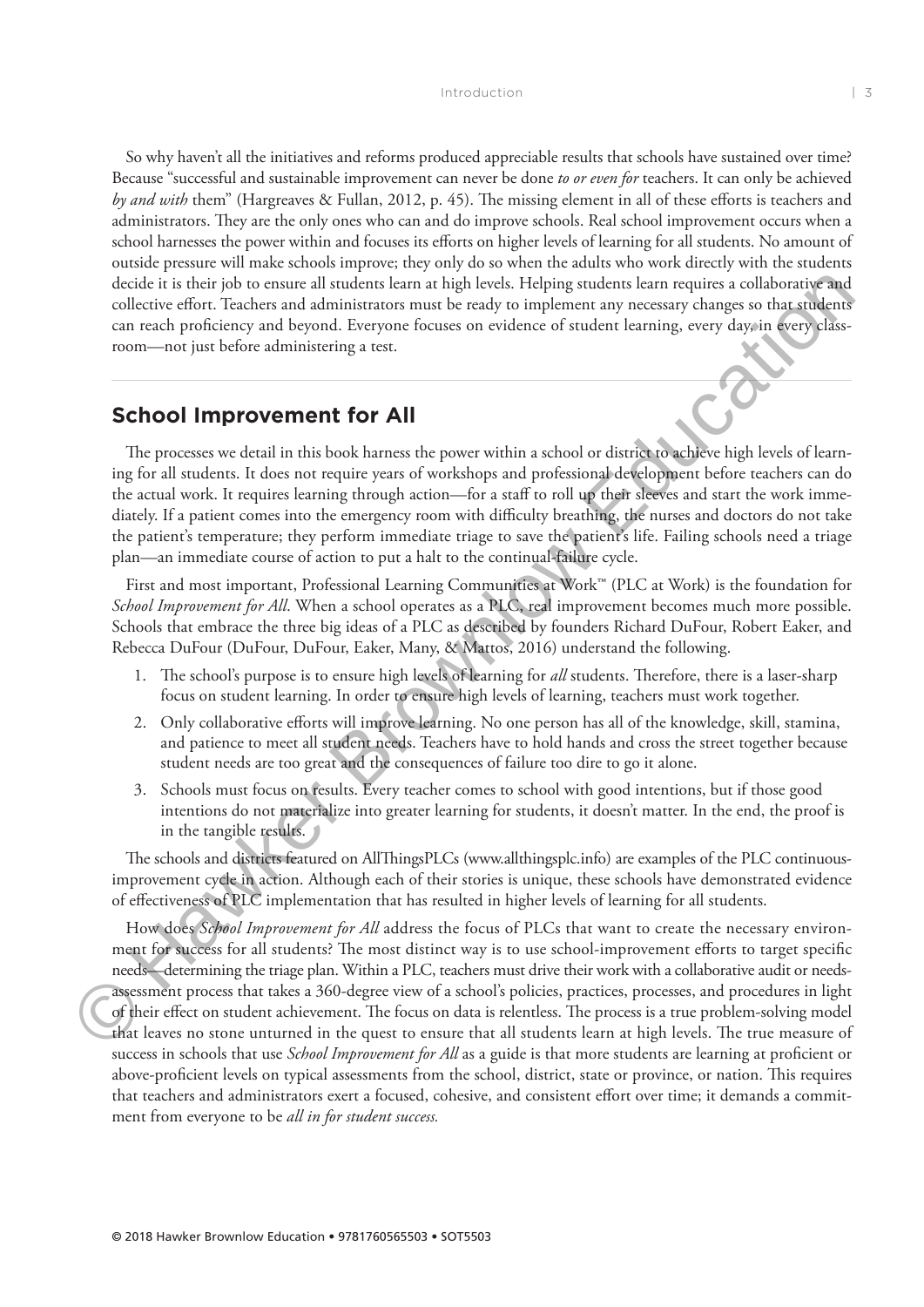So why haven't all the initiatives and reforms produced appreciable results that schools have sustained over time? Because "successful and sustainable improvement can never be done *to or even for* teachers. It can only be achieved *by and with* them" (Hargreaves & Fullan, 2012, p. 45). The missing element in all of these efforts is teachers and administrators. They are the only ones who can and do improve schools. Real school improvement occurs when a school harnesses the power within and focuses its efforts on higher levels of learning for all students. No amount of outside pressure will make schools improve; they only do so when the adults who work directly with the students decide it is their job to ensure all students learn at high levels. Helping students learn requires a collaborative and collective effort. Teachers and administrators must be ready to implement any necessary changes so that students can reach proficiency and beyond. Everyone focuses on evidence of student learning, every day, in every classroom—not just before administering a test.

## School Improvement for All

The processes we detail in this book harness the power within a school or district to achieve high levels of learning for all students. It does not require years of workshops and professional development before teachers can do the actual work. It requires learning through action—for a staff to roll up their sleeves and start the work immediately. If a patient comes into the emergency room with difficulty breathing, the nurses and doctors do not take the patient's temperature; they perform immediate triage to save the patient's life. Failing schools need a triage plan—an immediate course of action to put a halt to the continual-failure cycle.

First and most important, Professional Learning Communities at Work™ (PLC at Work) is the foundation for *School Improvement for All*. When a school operates as a PLC, real improvement becomes much more possible. Schools that embrace the three big ideas of a PLC as described by founders Richard DuFour, Robert Eaker, and Rebecca DuFour (DuFour, DuFour, Eaker, Many, & Mattos, 2016) understand the following.

1. The school's purpose is to ensure high levels of learning for *all* students. Therefore, there is a laser-sharp focus on student learning. In order to ensure high levels of learning, teachers must work together.
2. Only collaborative efforts will improve learning. No one person has all of the knowledge, skill, stamina, and patience to meet all student needs. Teachers have to hold hands and cross the street together because student needs are too great and the consequences of failure too dire to go it alone.
3. Schools must focus on results. Every teacher comes to school with good intentions, but if those good intentions do not materialize into greater learning for students, it doesn't matter. In the end, the proof is in the tangible results.

The schools and districts featured on AllThingsPLCs (www.allthingsplc.info) are examples of the PLC continuous-improvement cycle in action. Although each of their stories is unique, these schools have demonstrated evidence of effectiveness of PLC implementation that has resulted in higher levels of learning for all students.

How does *School Improvement for All* address the focus of PLCs that want to create the necessary environment for success for all students? The most distinct way is to use school-improvement efforts to target specific needs—determining the triage plan. Within a PLC, teachers must drive their work with a collaborative audit or needs-assessment process that takes a 360-degree view of a school's policies, practices, processes, and procedures in light of their effect on student achievement. The focus on data is relentless. The process is a true problem-solving model that leaves no stone unturned in the quest to ensure that all students learn at high levels. The true measure of success in schools that use *School Improvement for All* as a guide is that more students are learning at proficient or above-proficient levels on typical assessments from the school, district, state or province, or nation. This requires that teachers and administrators exert a focused, cohesive, and consistent effort over time; it demands a commitment from everyone to be *all in for student success.*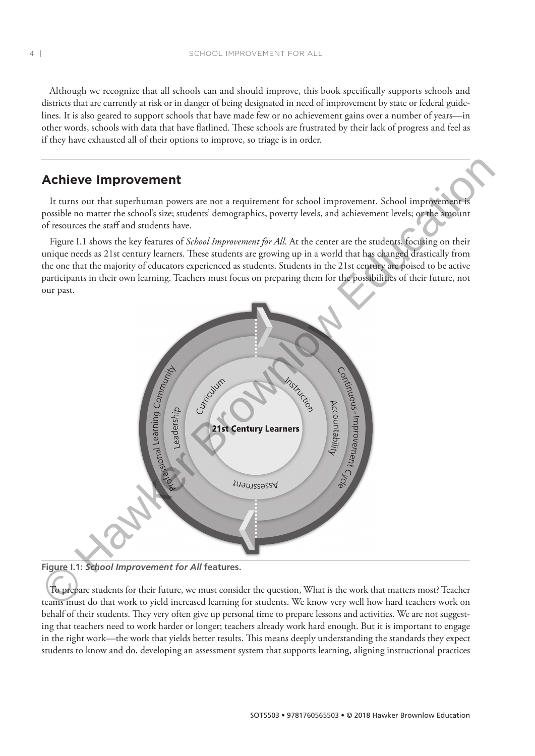Although we recognize that all schools can and should improve, this book specifically supports schools and districts that are currently at risk or in danger of being designated in need of improvement by state or federal guidelines. It is also geared to support schools that have made few or no achievement gains over a number of years—in other words, schools with data that have flatlined. These schools are frustrated by their lack of progress and feel as if they have exhausted all of their options to improve, so triage is in order.

## Achieve Improvement

It turns out that superhuman powers are not a requirement for school improvement. School improvement is possible no matter the school's size; students' demographics, poverty levels, and achievement levels; or the amount of resources the staff and students have.

Figure I.1 shows the key features of *School Improvement for All*. At the center are the students, focusing on their unique needs as 21st century learners. These students are growing up in a world that has changed drastically from the one that the majority of educators experienced as students. Students in the 21st century are poised to be active participants in their own learning. Teachers must focus on preparing them for the possibilities of their future, not our past.

Professional Learning Community

Leadership

Curriculum

Instruction

21st Century Learners

Accountability

Continuous-Improvement Cycle

Assessment

**Figure I.1: *School Improvement for All* features.**

To prepare students for their future, we must consider the question, What is the work that matters most? Teacher teams must do that work to yield increased learning for students. We know very well how hard teachers work on behalf of their students. They very often give up personal time to prepare lessons and activities. We are not suggesting that teachers need to work harder or longer; teachers already work hard enough. But it is important to engage in the right work—the work that yields better results. This means deeply understanding the standards they expect students to know and do, developing an assessment system that supports learning, aligning instructional practices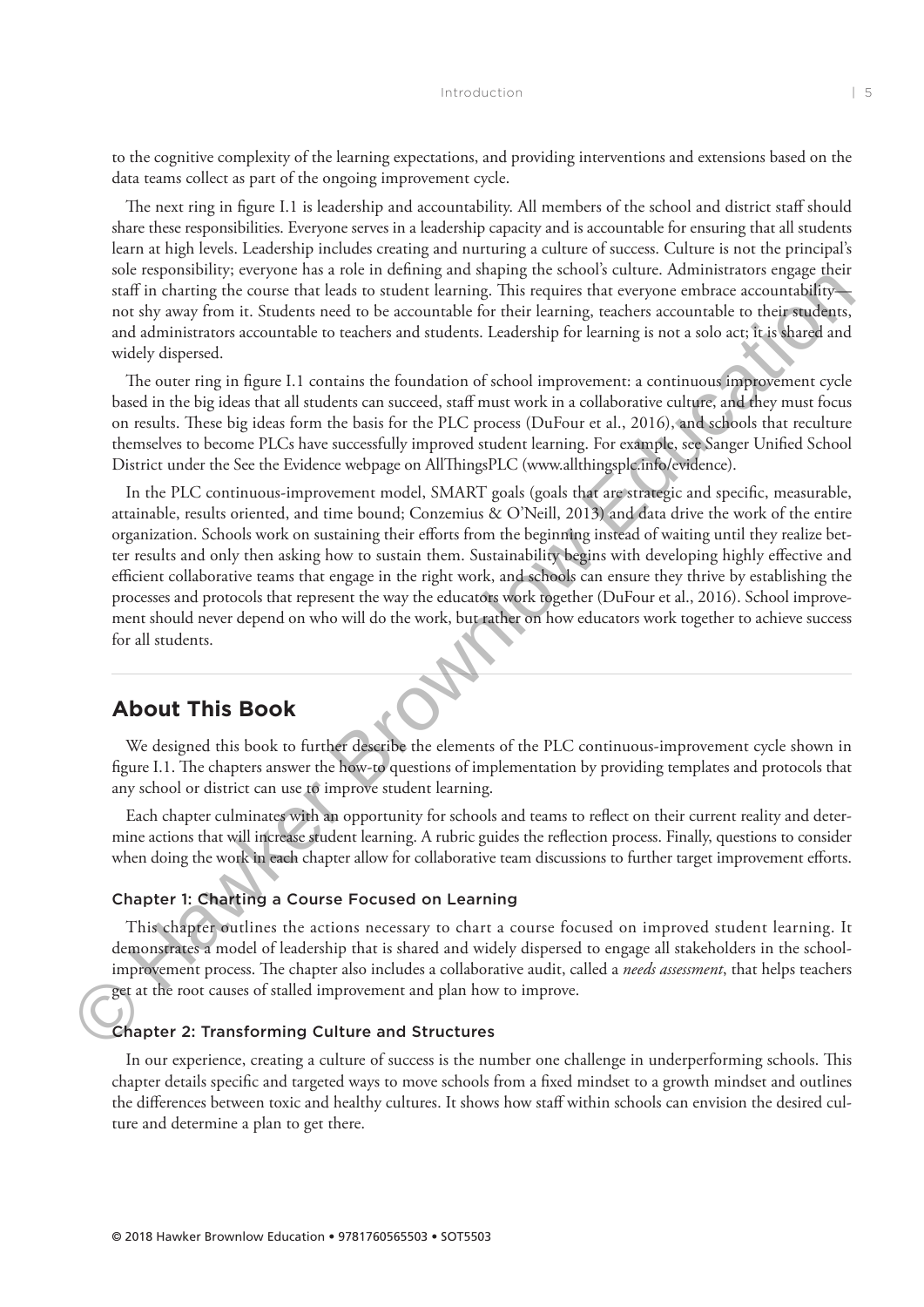to the cognitive complexity of the learning expectations, and providing interventions and extensions based on the data teams collect as part of the ongoing improvement cycle.

The next ring in figure I.1 is leadership and accountability. All members of the school and district staff should share these responsibilities. Everyone serves in a leadership capacity and is accountable for ensuring that all students learn at high levels. Leadership includes creating and nurturing a culture of success. Culture is not the principal's sole responsibility; everyone has a role in defining and shaping the school's culture. Administrators engage their staff in charting the course that leads to student learning. This requires that everyone embrace accountability—not shy away from it. Students need to be accountable for their learning, teachers accountable to their students, and administrators accountable to teachers and students. Leadership for learning is not a solo act; it is shared and widely dispersed.

The outer ring in figure I.1 contains the foundation of school improvement: a continuous improvement cycle based in the big ideas that all students can succeed, staff must work in a collaborative culture, and they must focus on results. These big ideas form the basis for the PLC process (DuFour et al., 2016), and schools that reculture themselves to become PLCs have successfully improved student learning. For example, see Sanger Unified School District under the See the Evidence webpage on AllThingsPLC (www.allthingsplc.info/evidence).

In the PLC continuous-improvement model, SMART goals (goals that are strategic and specific, measurable, attainable, results oriented, and time bound; Conzemius & O'Neill, 2013) and data drive the work of the entire organization. Schools work on sustaining their efforts from the beginning instead of waiting until they realize better results and only then asking how to sustain them. Sustainability begins with developing highly effective and efficient collaborative teams that engage in the right work, and schools can ensure they thrive by establishing the processes and protocols that represent the way the educators work together (DuFour et al., 2016). School improvement should never depend on who will do the work, but rather on how educators work together to achieve success for all students.

## About This Book

We designed this book to further describe the elements of the PLC continuous-improvement cycle shown in figure I.1. The chapters answer the how-to questions of implementation by providing templates and protocols that any school or district can use to improve student learning.

Each chapter culminates with an opportunity for schools and teams to reflect on their current reality and determine actions that will increase student learning. A rubric guides the reflection process. Finally, questions to consider when doing the work in each chapter allow for collaborative team discussions to further target improvement efforts.

### Chapter 1: Charting a Course Focused on Learning

This chapter outlines the actions necessary to chart a course focused on improved student learning. It demonstrates a model of leadership that is shared and widely dispersed to engage all stakeholders in the school-improvement process. The chapter also includes a collaborative audit, called a *needs assessment*, that helps teachers get at the root causes of stalled improvement and plan how to improve.

### Chapter 2: Transforming Culture and Structures

In our experience, creating a culture of success is the number one challenge in underperforming schools. This chapter details specific and targeted ways to move schools from a fixed mindset to a growth mindset and outlines the differences between toxic and healthy cultures. It shows how staff within schools can envision the desired culture and determine a plan to get there.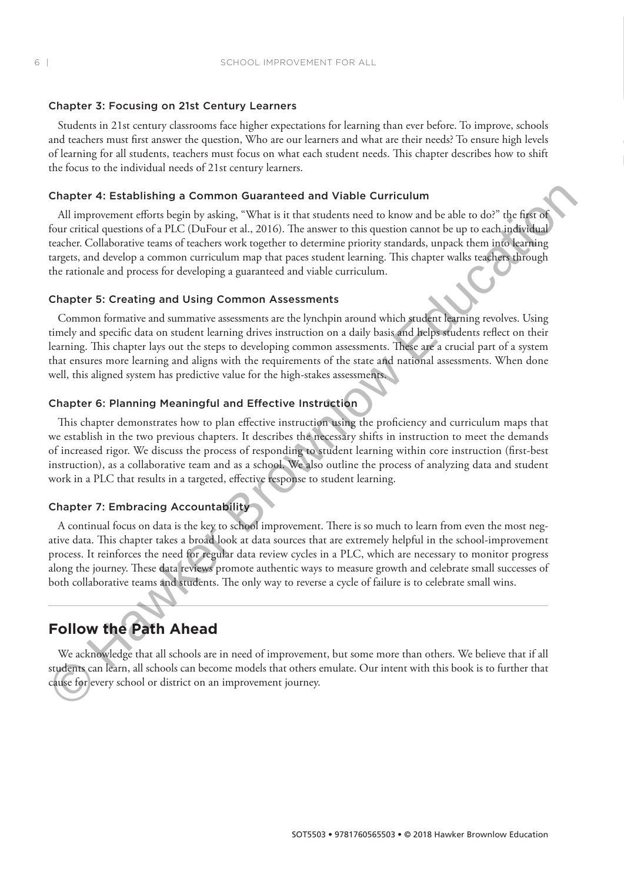### Chapter 3: Focusing on 21st Century Learners

Students in 21st century classrooms face higher expectations for learning than ever before. To improve, schools and teachers must first answer the question, Who are our learners and what are their needs? To ensure high levels of learning for all students, teachers must focus on what each student needs. This chapter describes how to shift the focus to the individual needs of 21st century learners.

### Chapter 4: Establishing a Common Guaranteed and Viable Curriculum

All improvement efforts begin by asking, "What is it that students need to know and be able to do?" the first of four critical questions of a PLC (DuFour et al., 2016). The answer to this question cannot be up to each individual teacher. Collaborative teams of teachers work together to determine priority standards, unpack them into learning targets, and develop a common curriculum map that paces student learning. This chapter walks teachers through the rationale and process for developing a guaranteed and viable curriculum.

### Chapter 5: Creating and Using Common Assessments

Common formative and summative assessments are the lynchpin around which student learning revolves. Using timely and specific data on student learning drives instruction on a daily basis and helps students reflect on their learning. This chapter lays out the steps to developing common assessments. These are a crucial part of a system that ensures more learning and aligns with the requirements of the state and national assessments. When done well, this aligned system has predictive value for the high-stakes assessments.

### Chapter 6: Planning Meaningful and Effective Instruction

This chapter demonstrates how to plan effective instruction using the proficiency and curriculum maps that we establish in the two previous chapters. It describes the necessary shifts in instruction to meet the demands of increased rigor. We discuss the process of responding to student learning within core instruction (first-best instruction), as a collaborative team and as a school. We also outline the process of analyzing data and student work in a PLC that results in a targeted, effective response to student learning.

### Chapter 7: Embracing Accountability

A continual focus on data is the key to school improvement. There is so much to learn from even the most negative data. This chapter takes a broad look at data sources that are extremely helpful in the school-improvement process. It reinforces the need for regular data review cycles in a PLC, which are necessary to monitor progress along the journey. These data reviews promote authentic ways to measure growth and celebrate small successes of both collaborative teams and students. The only way to reverse a cycle of failure is to celebrate small wins.

## Follow the Path Ahead

We acknowledge that all schools are in need of improvement, but some more than others. We believe that if all students can learn, all schools can become models that others emulate. Our intent with this book is to further that cause for every school or district on an improvement journey.